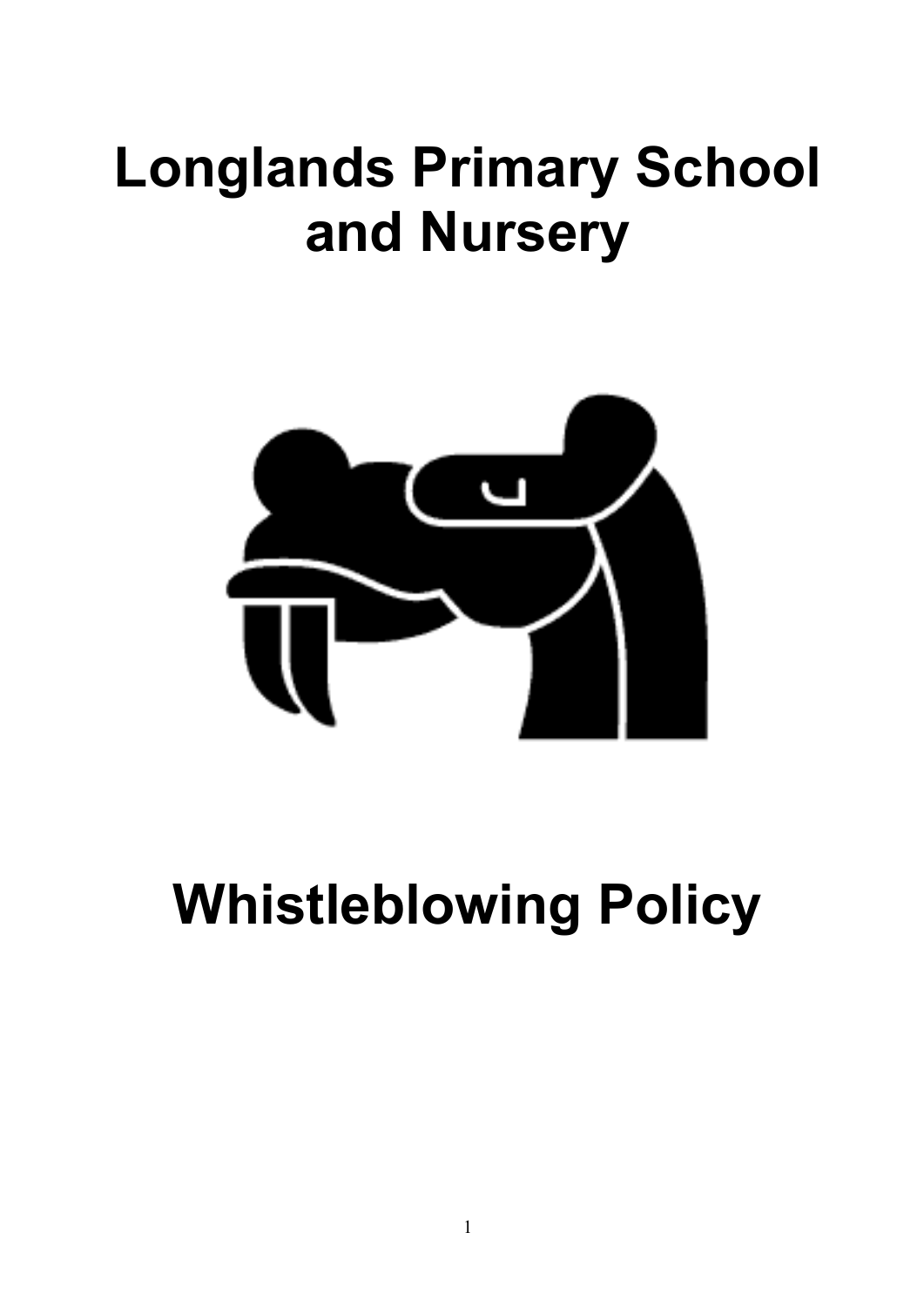# Longlands Primary School and Nursery

# Whistleblowing Policy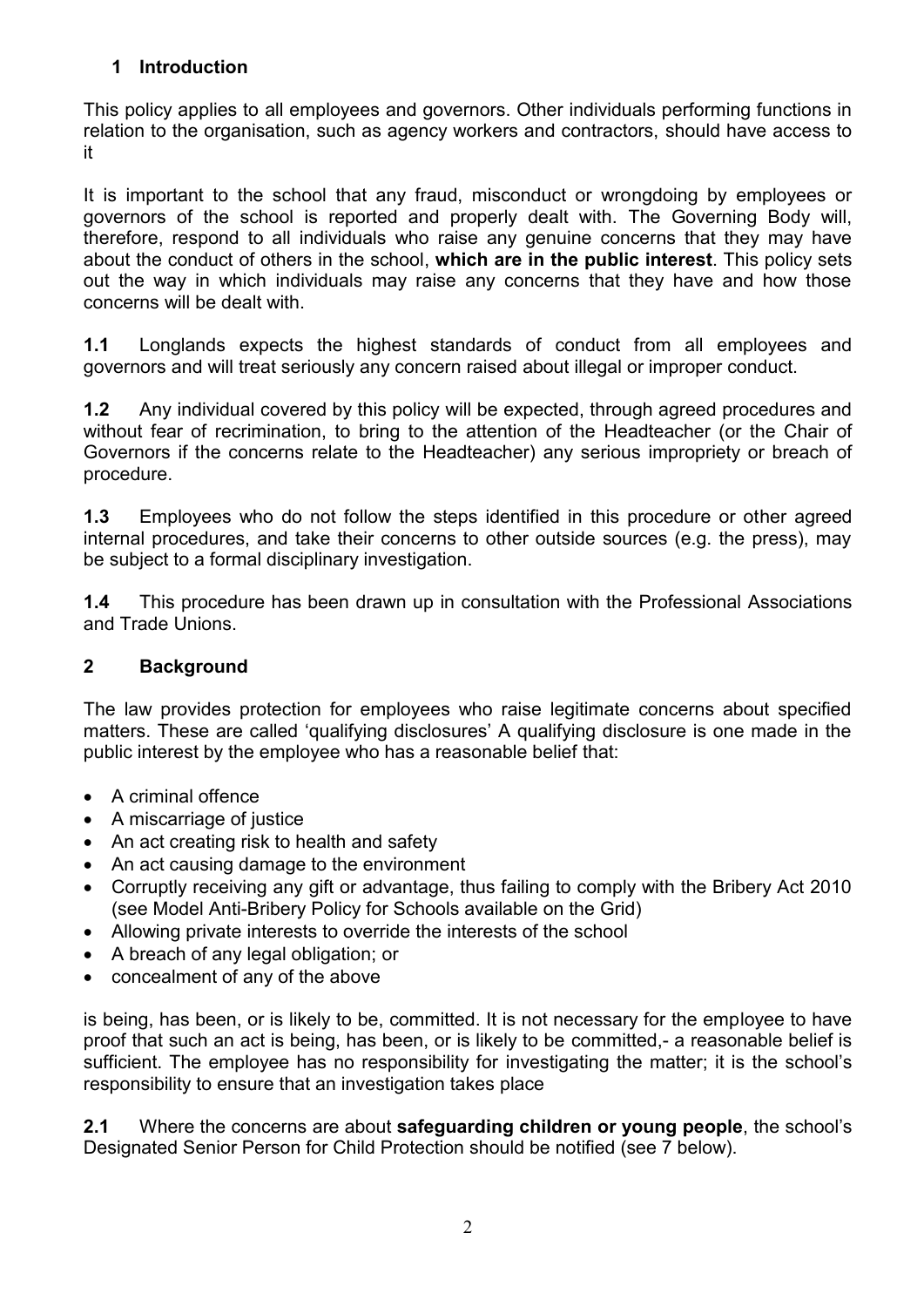## 1 Introduction

This policy applies to all employees and governors. Other individuals performing functions in relation to the organisation, such as agency workers and contractors, should have access to it

It is important to the school that any fraud, misconduct or wrongdoing by employees or governors of the school is reported and properly dealt with. The Governing Body will, therefore, respond to all individuals who raise any genuine concerns that they may have about the conduct of others in the school, **which are in the public interest**. This policy sets out the way in which individuals may raise any concerns that they have and how those concerns will be dealt with.

**1.1** Longlands expects the highest standards of conduct from all employees and governors and will treat seriously any concern raised about illegal or improper conduct.

**1.2** Any individual covered by this policy will be expected, through agreed procedures and without fear of recrimination, to bring to the attention of the Headteacher (or the Chair of Governors if the concerns relate to the Headteacher) any serious impropriety or breach of procedure.

**1.3** Employees who do not follow the steps identified in this procedure or other agreed internal procedures, and take their concerns to other outside sources (e.g. the press), may be subject to a formal disciplinary investigation.

**1.4** This procedure has been drawn up in consultation with the Professional Associations and Trade Unions.

## 2 Background

The law provides protection for employees who raise legitimate concerns about specified matters. These are called 'qualifying disclosures' A qualifying disclosure is one made in the public interest by the employee who has a reasonable belief that:

- A criminal offence
- A miscarriage of justice
- An act creating risk to health and safety
- An act causing damage to the environment
- Corruptly receiving any gift or advantage, thus failing to comply with the Bribery Act 2010 (see Model Anti-Bribery Policy for Schools available on the Grid)
- Allowing private interests to override the interests of the school
- A breach of any legal obligation; or
- concealment of any of the above

is being, has been, or is likely to be, committed. It is not necessary for the employee to have proof that such an act is being, has been, or is likely to be committed,- a reasonable belief is sufficient. The employee has no responsibility for investigating the matter; it is the school's responsibility to ensure that an investigation takes place

**2.1** Where the concerns are about **safeguarding children or young people**, the school's Designated Senior Person for Child Protection should be notified (see 7 below).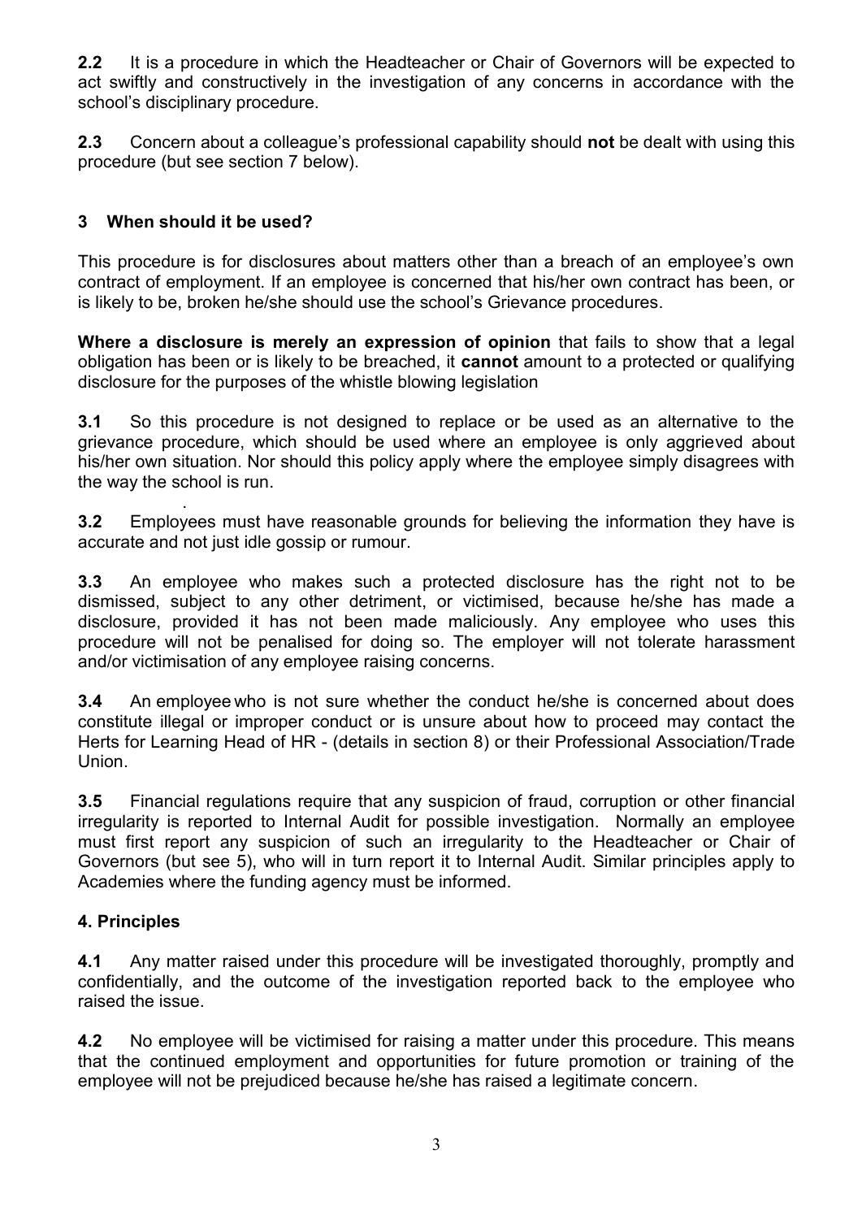**2.2** It is a procedure in which the Headteacher or Chair of Governors will be expected to act swiftly and constructively in the investigation of any concerns in accordance with the school's disciplinary procedure.

**2.3** Concern about a colleague's professional capability should **not** be dealt with using this procedure (but see section 7 below).

## 3 When should it be used?

This procedure is for disclosures about matters other than a breach of an employee's own contract of employment. If an employee is concerned that his/her own contract has been, or is likely to be, broken he/she should use the school's Grievance procedures.

**Where a disclosure is merely an expression of opinion** that fails to show that a legal obligation has been or is likely to be breached, it **cannot** amount to a protected or qualifying disclosure for the purposes of the whistle blowing legislation

**3.1** So this procedure is not designed to replace or be used as an alternative to the grievance procedure, which should be used where an employee is only aggrieved about his/her own situation. Nor should this policy apply where the employee simply disagrees with the way the school is run.

**3.2** Employees must have reasonable grounds for believing the information they have is accurate and not just idle gossip or rumour.

**3.3** An employee who makes such a protected disclosure has the right not to be dismissed, subject to any other detriment, or victimised, because he/she has made a disclosure, provided it has not been made maliciously. Any employee who uses this procedure will not be penalised for doing so. The employer will not tolerate harassment and/or victimisation of any employee raising concerns.

**3.4** An employee who is not sure whether the conduct he/she is concerned about does constitute illegal or improper conduct or is unsure about how to proceed may contact the Herts for Learning Head of HR - (details in section 8) or their Professional Association/Trade Union.

**3.5** Financial regulations require that any suspicion of fraud, corruption or other financial irregularity is reported to Internal Audit for possible investigation. Normally an employee must first report any suspicion of such an irregularity to the Headteacher or Chair of Governors (but see 5), who will in turn report it to Internal Audit. Similar principles apply to Academies where the funding agency must be informed.

## 4. Principles

**4.1** Any matter raised under this procedure will be investigated thoroughly, promptly and confidentially, and the outcome of the investigation reported back to the employee who raised the issue.

**4.2** No employee will be victimised for raising a matter under this procedure. This means that the continued employment and opportunities for future promotion or training of the employee will not be prejudiced because he/she has raised a legitimate concern.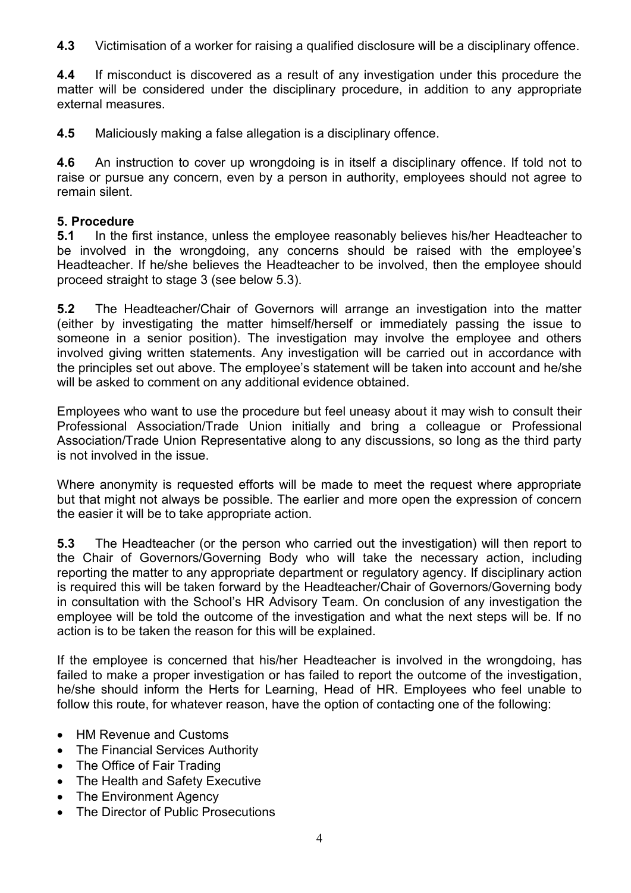**4.3** Victimisation of a worker for raising a qualified disclosure will be a disciplinary offence.

**4.4** If misconduct is discovered as a result of any investigation under this procedure the matter will be considered under the disciplinary procedure, in addition to any appropriate external measures.

**4.5** Maliciously making a false allegation is a disciplinary offence.

**4.6** An instruction to cover up wrongdoing is in itself a disciplinary offence. If told not to raise or pursue any concern, even by a person in authority, employees should not agree to remain silent.

## 5. Procedure

**5.1** In the first instance, unless the employee reasonably believes his/her Headteacher to be involved in the wrongdoing, any concerns should be raised with the employee's Headteacher. If he/she believes the Headteacher to be involved, then the employee should proceed straight to stage 3 (see below 5.3).

**5.2** The Headteacher/Chair of Governors will arrange an investigation into the matter (either by investigating the matter himself/herself or immediately passing the issue to someone in a senior position). The investigation may involve the employee and others involved giving written statements. Any investigation will be carried out in accordance with the principles set out above. The employee's statement will be taken into account and he/she will be asked to comment on any additional evidence obtained.

Employees who want to use the procedure but feel uneasy about it may wish to consult their Professional Association/Trade Union initially and bring a colleague or Professional Association/Trade Union Representative along to any discussions, so long as the third party is not involved in the issue.

Where anonymity is requested efforts will be made to meet the request where appropriate but that might not always be possible. The earlier and more open the expression of concern the easier it will be to take appropriate action.

**5.3** The Headteacher (or the person who carried out the investigation) will then report to the Chair of Governors/Governing Body who will take the necessary action, including reporting the matter to any appropriate department or regulatory agency. If disciplinary action is required this will be taken forward by the Headteacher/Chair of Governors/Governing body in consultation with the School's HR Advisory Team. On conclusion of any investigation the employee will be told the outcome of the investigation and what the next steps will be. If no action is to be taken the reason for this will be explained.

If the employee is concerned that his/her Headteacher is involved in the wrongdoing, has failed to make a proper investigation or has failed to report the outcome of the investigation, he/she should inform the Herts for Learning, Head of HR. Employees who feel unable to follow this route, for whatever reason, have the option of contacting one of the following:

- HM Revenue and Customs
- The Financial Services Authority
- The Office of Fair Trading
- The Health and Safety Executive
- The Environment Agency
- The Director of Public Prosecutions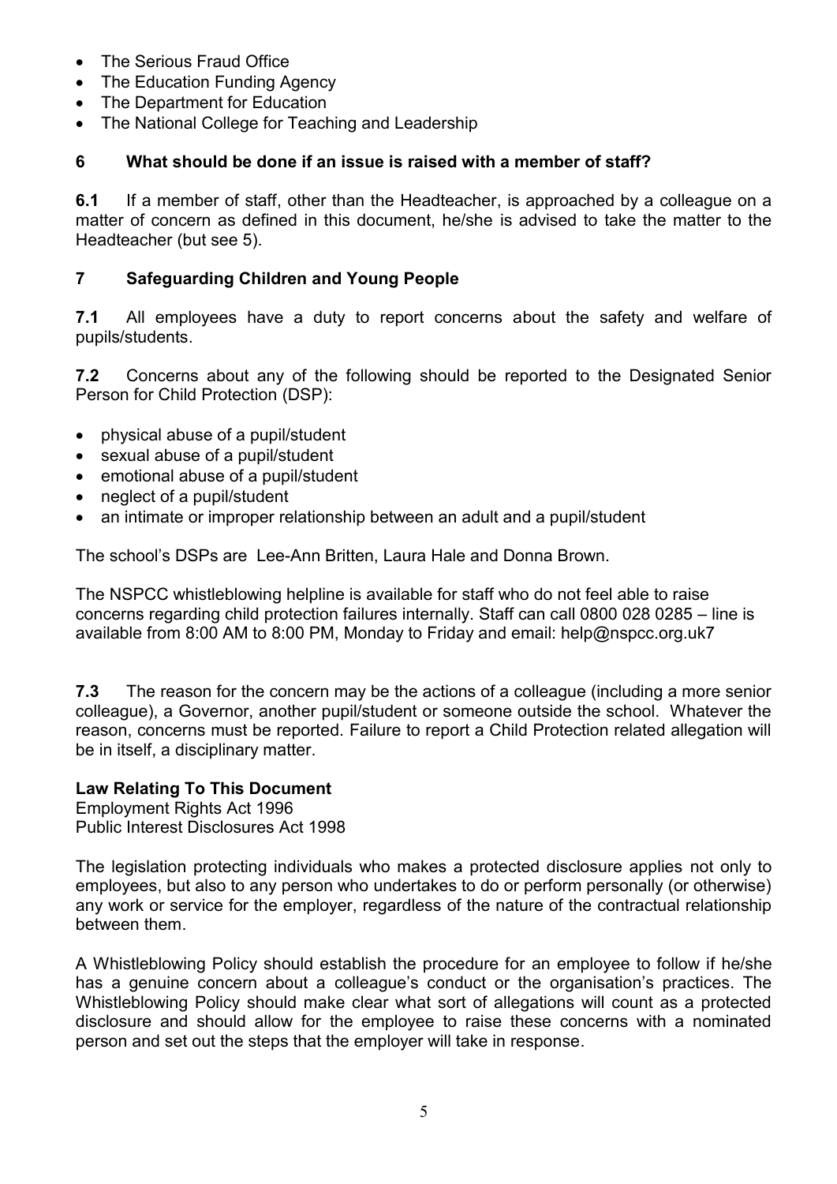- The Serious Fraud Office
- The Education Funding Agency
- The Department for Education
- The National College for Teaching and Leadership

## 6 What should be done if an issue is raised with a member of staff?

**6.1** If a member of staff, other than the Headteacher, is approached by a colleague on a matter of concern as defined in this document, he/she is advised to take the matter to the Headteacher (but see 5).

## 7 Safeguarding Children and Young People

**7.1** All employees have a duty to report concerns about the safety and welfare of pupils/students.

**7.2** Concerns about any of the following should be reported to the Designated Senior Person for Child Protection (DSP):

- physical abuse of a pupil/student
- sexual abuse of a pupil/student
- emotional abuse of a pupil/student
- neglect of a pupil/student
- an intimate or improper relationship between an adult and a pupil/student

The school's DSPs are Lee-Ann Britten, Laura Hale and Donna Brown.

The NSPCC whistleblowing helpline is available for staff who do not feel able to raise concerns regarding child protection failures internally. Staff can call 0800 028 0285 – line is available from 8:00 AM to 8:00 PM, Monday to Friday and email: help@nspcc.org.uk7

**7.3** The reason for the concern may be the actions of a colleague (including a more senior colleague), a Governor, another pupil/student or someone outside the school. Whatever the reason, concerns must be reported. Failure to report a Child Protection related allegation will be in itself, a disciplinary matter.

**Law Relating To This Document**
Employment Rights Act 1996
Public Interest Disclosures Act 1998

The legislation protecting individuals who makes a protected disclosure applies not only to employees, but also to any person who undertakes to do or perform personally (or otherwise) any work or service for the employer, regardless of the nature of the contractual relationship between them.

A Whistleblowing Policy should establish the procedure for an employee to follow if he/she has a genuine concern about a colleague's conduct or the organisation's practices. The Whistleblowing Policy should make clear what sort of allegations will count as a protected disclosure and should allow for the employee to raise these concerns with a nominated person and set out the steps that the employer will take in response.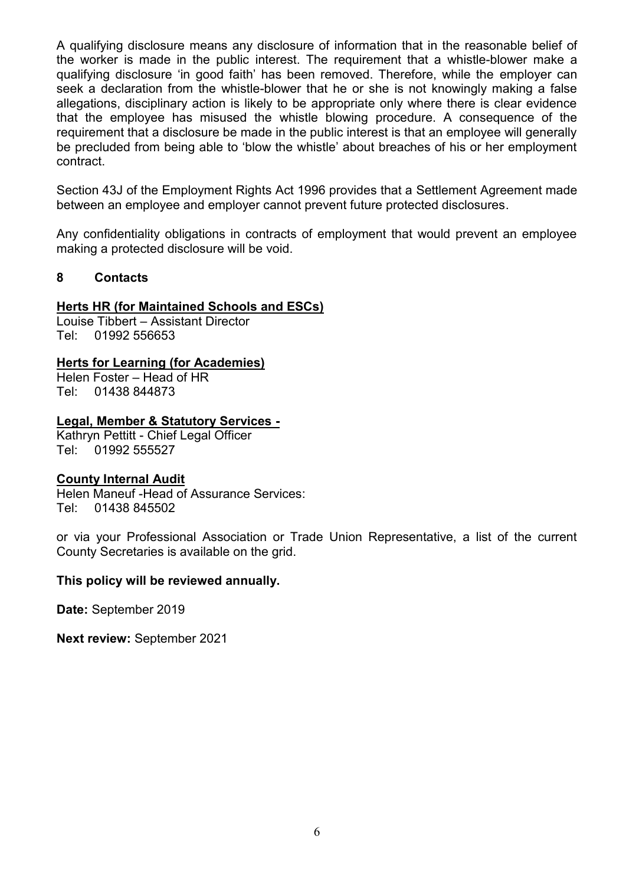A qualifying disclosure means any disclosure of information that in the reasonable belief of the worker is made in the public interest. The requirement that a whistle-blower make a qualifying disclosure 'in good faith' has been removed. Therefore, while the employer can seek a declaration from the whistle-blower that he or she is not knowingly making a false allegations, disciplinary action is likely to be appropriate only where there is clear evidence that the employee has misused the whistle blowing procedure. A consequence of the requirement that a disclosure be made in the public interest is that an employee will generally be precluded from being able to 'blow the whistle' about breaches of his or her employment contract.

Section 43J of the Employment Rights Act 1996 provides that a Settlement Agreement made between an employee and employer cannot prevent future protected disclosures.

Any confidentiality obligations in contracts of employment that would prevent an employee making a protected disclosure will be void.

## 8 Contacts

**Herts HR (for Maintained Schools and ESCs)**
Louise Tibbert – Assistant Director
Tel: 01992 556653

**Herts for Learning (for Academies)**
Helen Foster – Head of HR
Tel: 01438 844873

**Legal, Member & Statutory Services -**
Kathryn Pettitt - Chief Legal Officer
Tel: 01992 555527

**County Internal Audit**
Helen Maneuf -Head of Assurance Services:
Tel: 01438 845502

or via your Professional Association or Trade Union Representative, a list of the current County Secretaries is available on the grid.

**This policy will be reviewed annually.**

**Date:** September 2019

**Next review:** September 2021